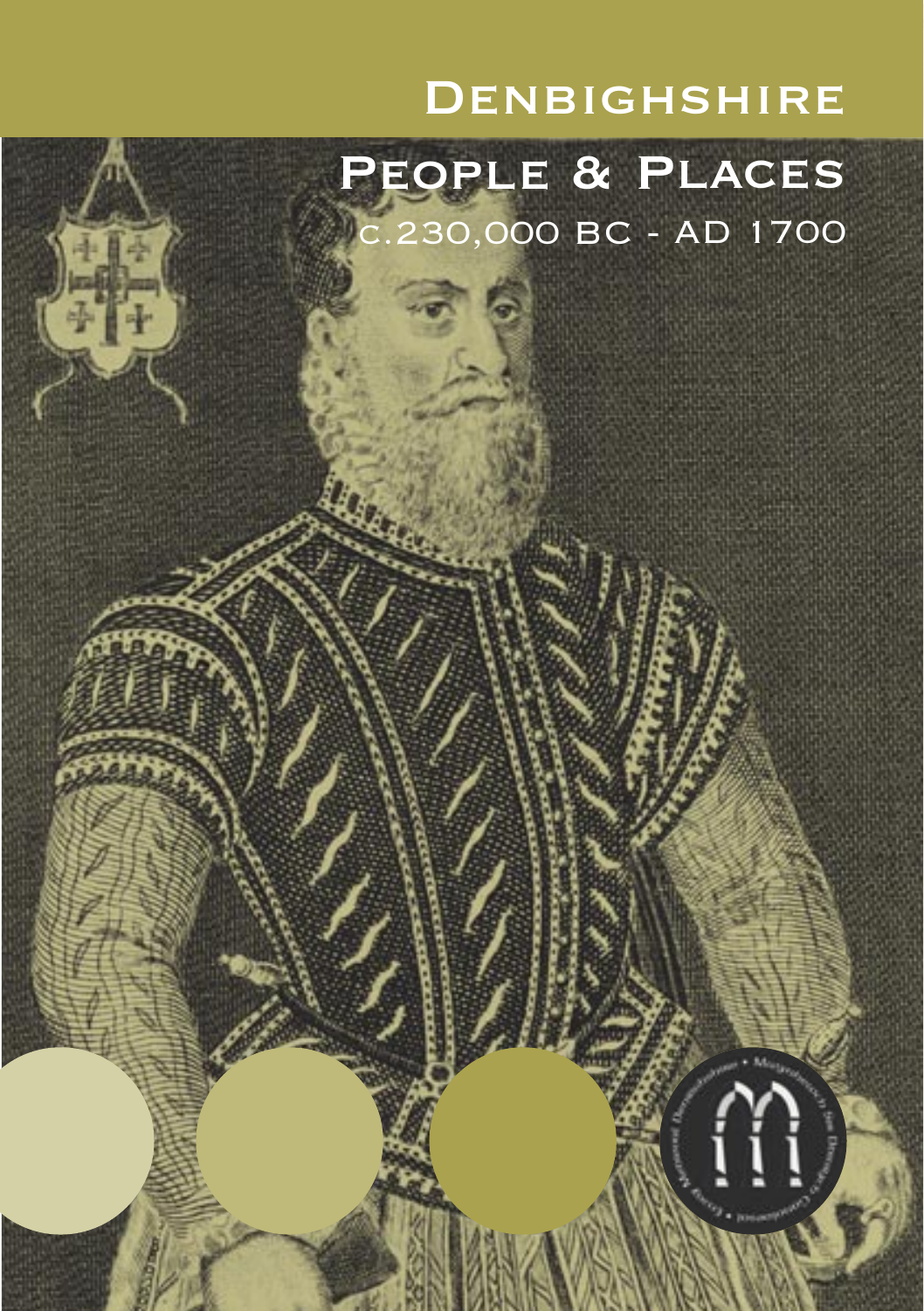# Denbighshire

## People & Places

c.230,000 BC - AD 1700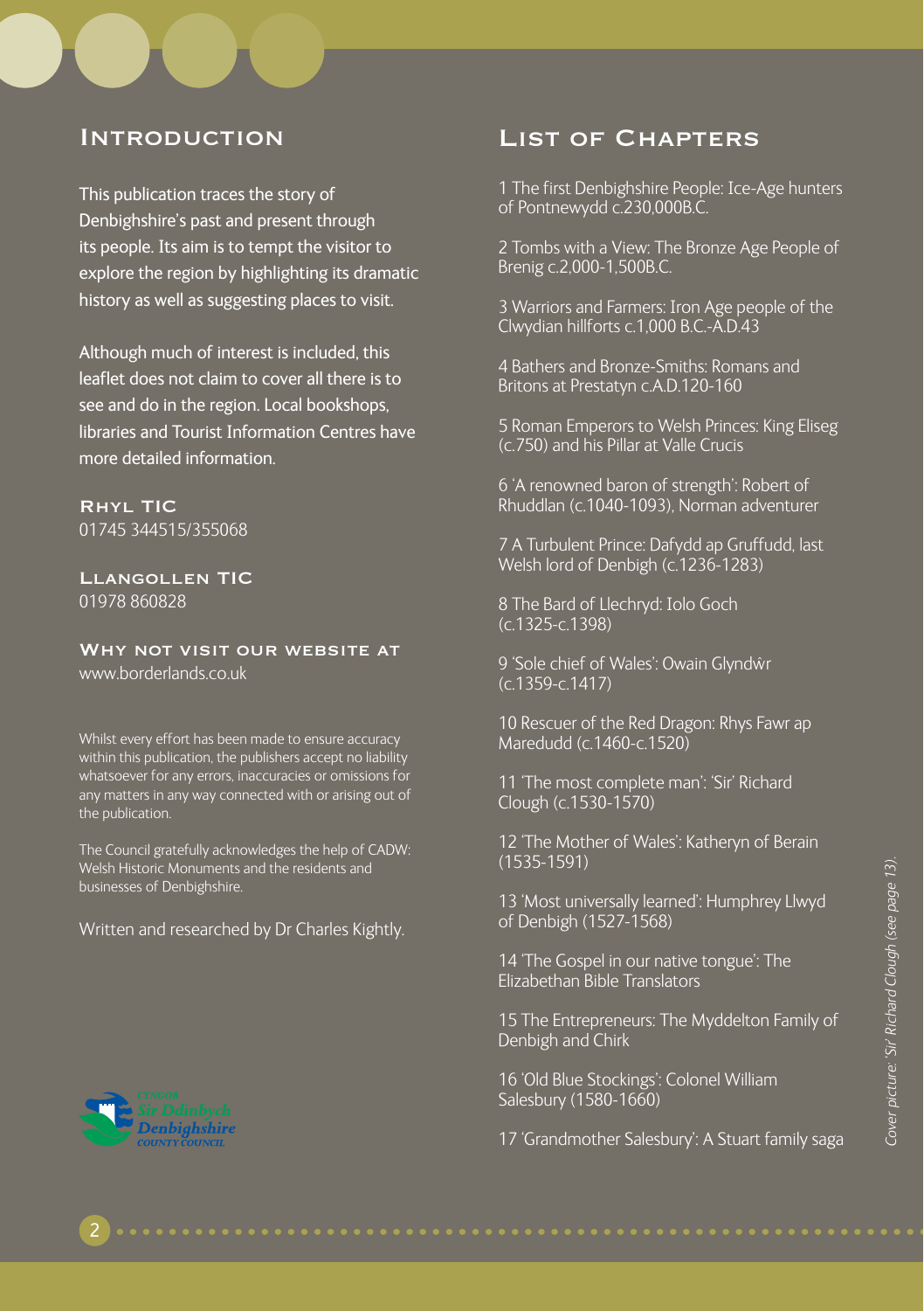## Introduction

This publication traces the story of Denbighshire's past and present through its people. Its aim is to tempt the visitor to explore the region by highlighting its dramatic history as well as suggesting places to visit.

Although much of interest is included, this leaflet does not claim to cover all there is to see and do in the region. Local bookshops, libraries and Tourist Information Centres have more detailed information.

**Rhyl TIC**
01745 344515/355068

**Llangollen TIC**
01978 860828

**Why not visit our website at**
www.borderlands.co.uk

Whilst every effort has been made to ensure accuracy within this publication, the publishers accept no liability whatsoever for any errors, inaccuracies or omissions for any matters in any way connected with or arising out of the publication.

The Council gratefully acknowledges the help of CADW: Welsh Historic Monuments and the residents and businesses of Denbighshire.

Written and researched by Dr Charles Kightly.

Cyngor Sir Ddinbych
Denbighshire County Council

## List of Chapters

1 The first Denbighshire People: Ice-Age hunters of Pontnewydd c.230,000B.C.

2 Tombs with a View: The Bronze Age People of Brenig c.2,000-1,500B.C.

3 Warriors and Farmers: Iron Age people of the Clwydian hillforts c.1,000 B.C.-A.D.43

4 Bathers and Bronze-Smiths: Romans and Britons at Prestatyn c.A.D.120-160

5 Roman Emperors to Welsh Princes: King Eliseg (c.750) and his Pillar at Valle Crucis

6 'A renowned baron of strength': Robert of Rhuddlan (c.1040-1093), Norman adventurer

7 A Turbulent Prince: Dafydd ap Gruffudd, last Welsh lord of Denbigh (c.1236-1283)

8 The Bard of Llechryd: Iolo Goch (c.1325-c.1398)

9 'Sole chief of Wales': Owain Glyndŵr (c.1359-c.1417)

10 Rescuer of the Red Dragon: Rhys Fawr ap Maredudd (c.1460-c.1520)

11 'The most complete man': 'Sir' Richard Clough (c.1530-1570)

12 'The Mother of Wales': Katheryn of Berain (1535-1591)

13 'Most universally learned': Humphrey Llwyd of Denbigh (1527-1568)

14 'The Gospel in our native tongue': The Elizabethan Bible Translators

15 The Entrepreneurs: The Myddelton Family of Denbigh and Chirk

16 'Old Blue Stockings': Colonel William Salesbury (1580-1660)

17 'Grandmother Salesbury': A Stuart family saga

*Cover picture: 'Sir' Richard Clough (see page 13).*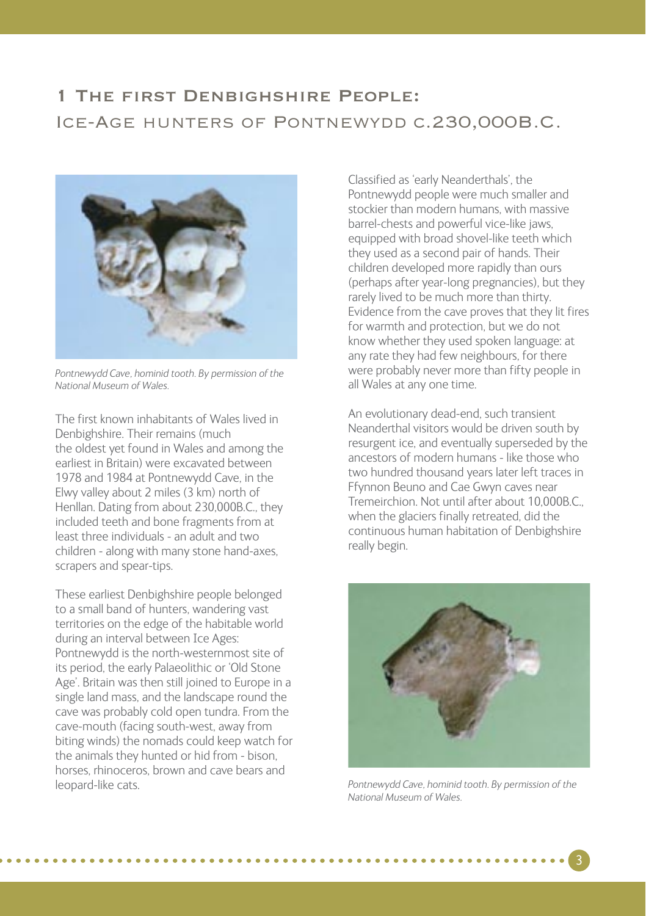# 1 The first Denbighshire People:
## Ice-Age hunters of Pontnewydd c.230,000B.C.

*Pontnewydd Cave, hominid tooth. By permission of the National Museum of Wales.*

The first known inhabitants of Wales lived in Denbighshire. Their remains (much the oldest yet found in Wales and among the earliest in Britain) were excavated between 1978 and 1984 at Pontnewydd Cave, in the Elwy valley about 2 miles (3 km) north of Henllan. Dating from about 230,000B.C., they included teeth and bone fragments from at least three individuals - an adult and two children - along with many stone hand-axes, scrapers and spear-tips.

These earliest Denbighshire people belonged to a small band of hunters, wandering vast territories on the edge of the habitable world during an interval between Ice Ages: Pontnewydd is the north-westernmost site of its period, the early Palaeolithic or 'Old Stone Age'. Britain was then still joined to Europe in a single land mass, and the landscape round the cave was probably cold open tundra. From the cave-mouth (facing south-west, away from biting winds) the nomads could keep watch for the animals they hunted or hid from - bison, horses, rhinoceros, brown and cave bears and leopard-like cats.

Classified as 'early Neanderthals', the Pontnewydd people were much smaller and stockier than modern humans, with massive barrel-chests and powerful vice-like jaws, equipped with broad shovel-like teeth which they used as a second pair of hands. Their children developed more rapidly than ours (perhaps after year-long pregnancies), but they rarely lived to be much more than thirty. Evidence from the cave proves that they lit fires for warmth and protection, but we do not know whether they used spoken language: at any rate they had few neighbours, for there were probably never more than fifty people in all Wales at any one time.

An evolutionary dead-end, such transient Neanderthal visitors would be driven south by resurgent ice, and eventually superseded by the ancestors of modern humans - like those who two hundred thousand years later left traces in Ffynnon Beuno and Cae Gwyn caves near Tremeirchion. Not until after about 10,000B.C., when the glaciers finally retreated, did the continuous human habitation of Denbighshire really begin.

*Pontnewydd Cave, hominid tooth. By permission of the National Museum of Wales.*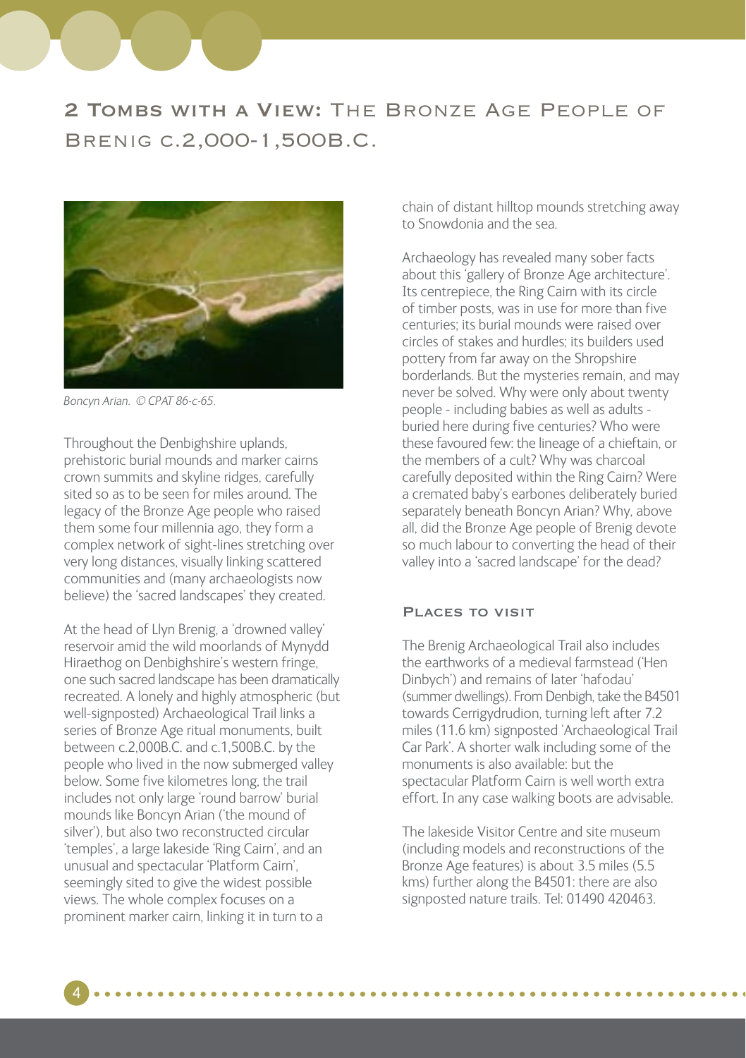## 2 Tombs with a View: The Bronze Age People of Brenig c.2,000-1,500B.C.

*Boncyn Arian. © CPAT 86-c-65.*

Throughout the Denbighshire uplands, prehistoric burial mounds and marker cairns crown summits and skyline ridges, carefully sited so as to be seen for miles around. The legacy of the Bronze Age people who raised them some four millennia ago, they form a complex network of sight-lines stretching over very long distances, visually linking scattered communities and (many archaeologists now believe) the 'sacred landscapes' they created.

At the head of Llyn Brenig, a 'drowned valley' reservoir amid the wild moorlands of Mynydd Hiraethog on Denbighshire's western fringe, one such sacred landscape has been dramatically recreated. A lonely and highly atmospheric (but well-signposted) Archaeological Trail links a series of Bronze Age ritual monuments, built between c.2,000B.C. and c.1,500B.C. by the people who lived in the now submerged valley below. Some five kilometres long, the trail includes not only large 'round barrow' burial mounds like Boncyn Arian ('the mound of silver'), but also two reconstructed circular 'temples', a large lakeside 'Ring Cairn', and an unusual and spectacular 'Platform Cairn', seemingly sited to give the widest possible views. The whole complex focuses on a prominent marker cairn, linking it in turn to a chain of distant hilltop mounds stretching away to Snowdonia and the sea.

Archaeology has revealed many sober facts about this 'gallery of Bronze Age architecture'. Its centrepiece, the Ring Cairn with its circle of timber posts, was in use for more than five centuries; its burial mounds were raised over circles of stakes and hurdles; its builders used pottery from far away on the Shropshire borderlands. But the mysteries remain, and may never be solved. Why were only about twenty people - including babies as well as adults - buried here during five centuries? Who were these favoured few: the lineage of a chieftain, or the members of a cult? Why was charcoal carefully deposited within the Ring Cairn? Were a cremated baby's earbones deliberately buried separately beneath Boncyn Arian? Why, above all, did the Bronze Age people of Brenig devote so much labour to converting the head of their valley into a 'sacred landscape' for the dead?

### Places to visit

The Brenig Archaeological Trail also includes the earthworks of a medieval farmstead ('Hen Dinbych') and remains of later 'hafodau' (summer dwellings). From Denbigh, take the B4501 towards Cerrigydrudion, turning left after 7.2 miles (11.6 km) signposted 'Archaeological Trail Car Park'. A shorter walk including some of the monuments is also available: but the spectacular Platform Cairn is well worth extra effort. In any case walking boots are advisable.

The lakeside Visitor Centre and site museum (including models and reconstructions of the Bronze Age features) is about 3.5 miles (5.5 kms) further along the B4501: there are also signposted nature trails. Tel: 01490 420463.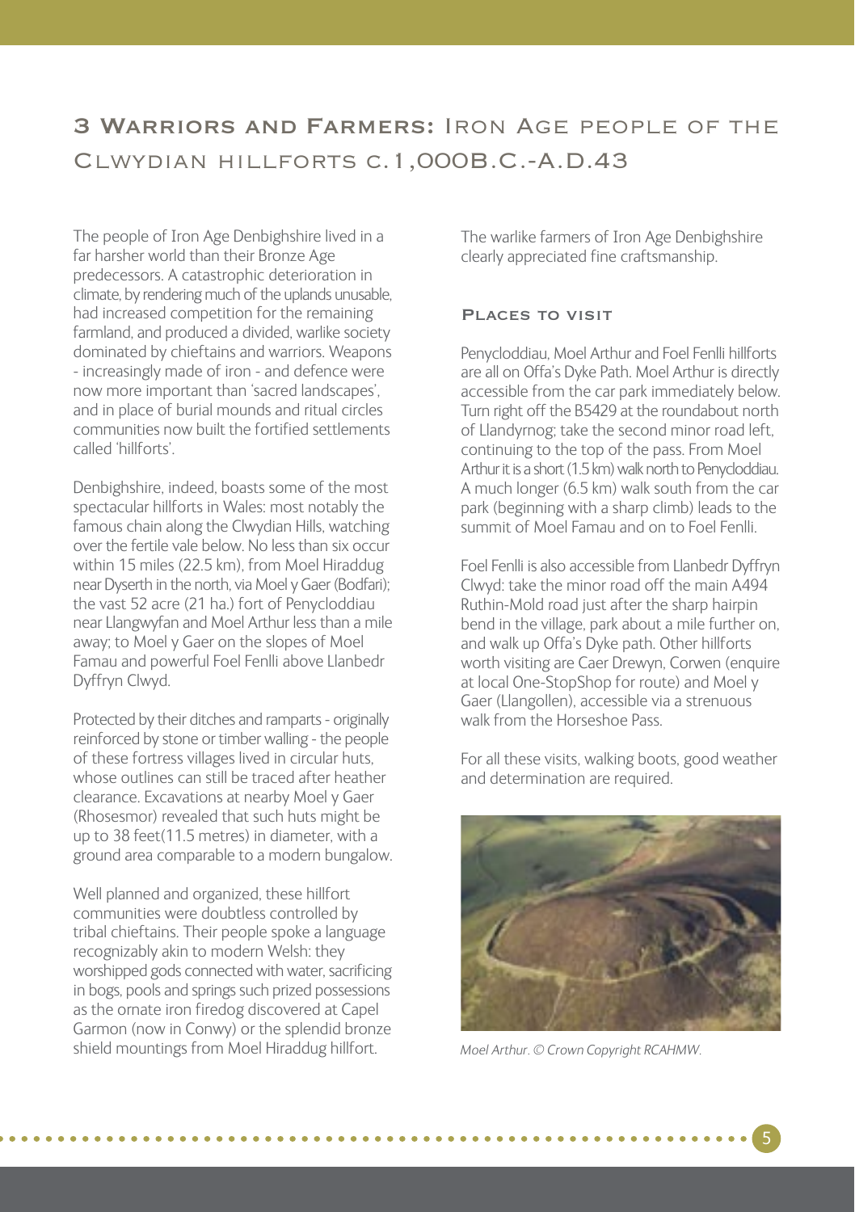## 3 Warriors and Farmers: Iron Age people of the Clwydian hillforts c.1,000B.C.-A.D.43

The people of Iron Age Denbighshire lived in a far harsher world than their Bronze Age predecessors. A catastrophic deterioration in climate, by rendering much of the uplands unusable, had increased competition for the remaining farmland, and produced a divided, warlike society dominated by chieftains and warriors. Weapons - increasingly made of iron - and defence were now more important than 'sacred landscapes', and in place of burial mounds and ritual circles communities now built the fortified settlements called 'hillforts'.

Denbighshire, indeed, boasts some of the most spectacular hillforts in Wales: most notably the famous chain along the Clwydian Hills, watching over the fertile vale below. No less than six occur within 15 miles (22.5 km), from Moel Hiraddug near Dyserth in the north, via Moel y Gaer (Bodfari); the vast 52 acre (21 ha.) fort of Penycloddiau near Llangwyfan and Moel Arthur less than a mile away; to Moel y Gaer on the slopes of Moel Famau and powerful Foel Fenlli above Llanbedr Dyffryn Clwyd.

Protected by their ditches and ramparts - originally reinforced by stone or timber walling - the people of these fortress villages lived in circular huts, whose outlines can still be traced after heather clearance. Excavations at nearby Moel y Gaer (Rhosesmor) revealed that such huts might be up to 38 feet(11.5 metres) in diameter, with a ground area comparable to a modern bungalow.

Well planned and organized, these hillfort communities were doubtless controlled by tribal chieftains. Their people spoke a language recognizably akin to modern Welsh: they worshipped gods connected with water, sacrificing in bogs, pools and springs such prized possessions as the ornate iron firedog discovered at Capel Garmon (now in Conwy) or the splendid bronze shield mountings from Moel Hiraddug hillfort.

The warlike farmers of Iron Age Denbighshire clearly appreciated fine craftsmanship.

### Places to visit

Penycloddiau, Moel Arthur and Foel Fenlli hillforts are all on Offa's Dyke Path. Moel Arthur is directly accessible from the car park immediately below. Turn right off the B5429 at the roundabout north of Llandyrnog; take the second minor road left, continuing to the top of the pass. From Moel Arthur it is a short (1.5 km) walk north to Penycloddiau. A much longer (6.5 km) walk south from the car park (beginning with a sharp climb) leads to the summit of Moel Famau and on to Foel Fenlli.

Foel Fenlli is also accessible from Llanbedr Dyffryn Clwyd: take the minor road off the main A494 Ruthin-Mold road just after the sharp hairpin bend in the village, park about a mile further on, and walk up Offa's Dyke path. Other hillforts worth visiting are Caer Drewyn, Corwen (enquire at local One-StopShop for route) and Moel y Gaer (Llangollen), accessible via a strenuous walk from the Horseshoe Pass.

For all these visits, walking boots, good weather and determination are required.

*Moel Arthur. © Crown Copyright RCAHMW.*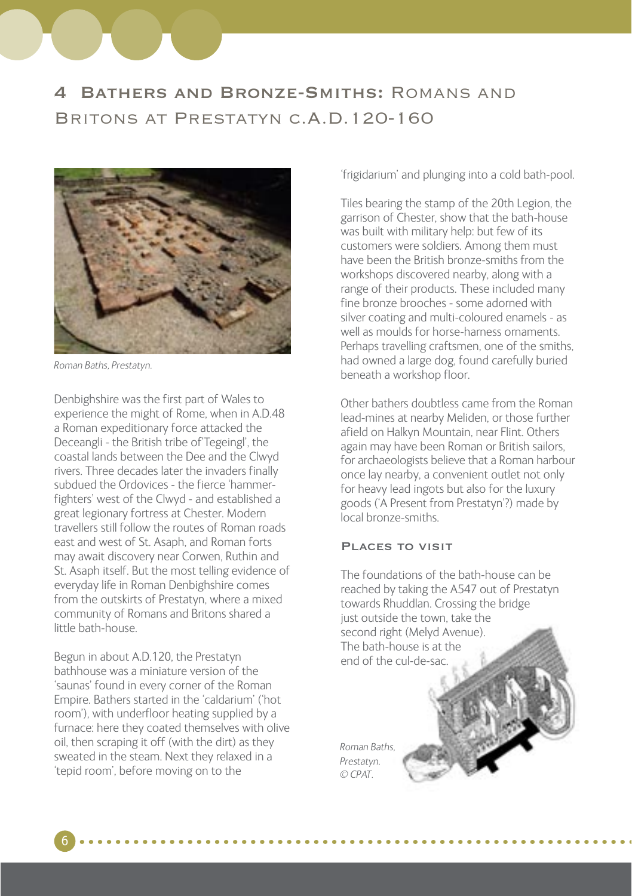## 4 Bathers and Bronze-Smiths: Romans and Britons at Prestatyn c.A.D.120-160

*Roman Baths, Prestatyn.*

Denbighshire was the first part of Wales to experience the might of Rome, when in A.D.48 a Roman expeditionary force attacked the Deceangli - the British tribe of 'Tegeingl', the coastal lands between the Dee and the Clwyd rivers. Three decades later the invaders finally subdued the Ordovices - the fierce 'hammer-fighters' west of the Clwyd - and established a great legionary fortress at Chester. Modern travellers still follow the routes of Roman roads east and west of St. Asaph, and Roman forts may await discovery near Corwen, Ruthin and St. Asaph itself. But the most telling evidence of everyday life in Roman Denbighshire comes from the outskirts of Prestatyn, where a mixed community of Romans and Britons shared a little bath-house.

Begun in about A.D.120, the Prestatyn bathhouse was a miniature version of the 'saunas' found in every corner of the Roman Empire. Bathers started in the 'caldarium' ('hot room'), with underfloor heating supplied by a furnace: here they coated themselves with olive oil, then scraping it off (with the dirt) as they sweated in the steam. Next they relaxed in a 'tepid room', before moving on to the 'frigidarium' and plunging into a cold bath-pool.

Tiles bearing the stamp of the 20th Legion, the garrison of Chester, show that the bath-house was built with military help: but few of its customers were soldiers. Among them must have been the British bronze-smiths from the workshops discovered nearby, along with a range of their products. These included many fine bronze brooches - some adorned with silver coating and multi-coloured enamels - as well as moulds for horse-harness ornaments. Perhaps travelling craftsmen, one of the smiths, had owned a large dog, found carefully buried beneath a workshop floor.

Other bathers doubtless came from the Roman lead-mines at nearby Meliden, or those further afield on Halkyn Mountain, near Flint. Others again may have been Roman or British sailors, for archaeologists believe that a Roman harbour once lay nearby, a convenient outlet not only for heavy lead ingots but also for the luxury goods ('A Present from Prestatyn'?) made by local bronze-smiths.

### Places to visit

The foundations of the bath-house can be reached by taking the A547 out of Prestatyn towards Rhuddlan. Crossing the bridge just outside the town, take the second right (Melyd Avenue). The bath-house is at the end of the cul-de-sac.

*Roman Baths, Prestatyn. © CPAT.*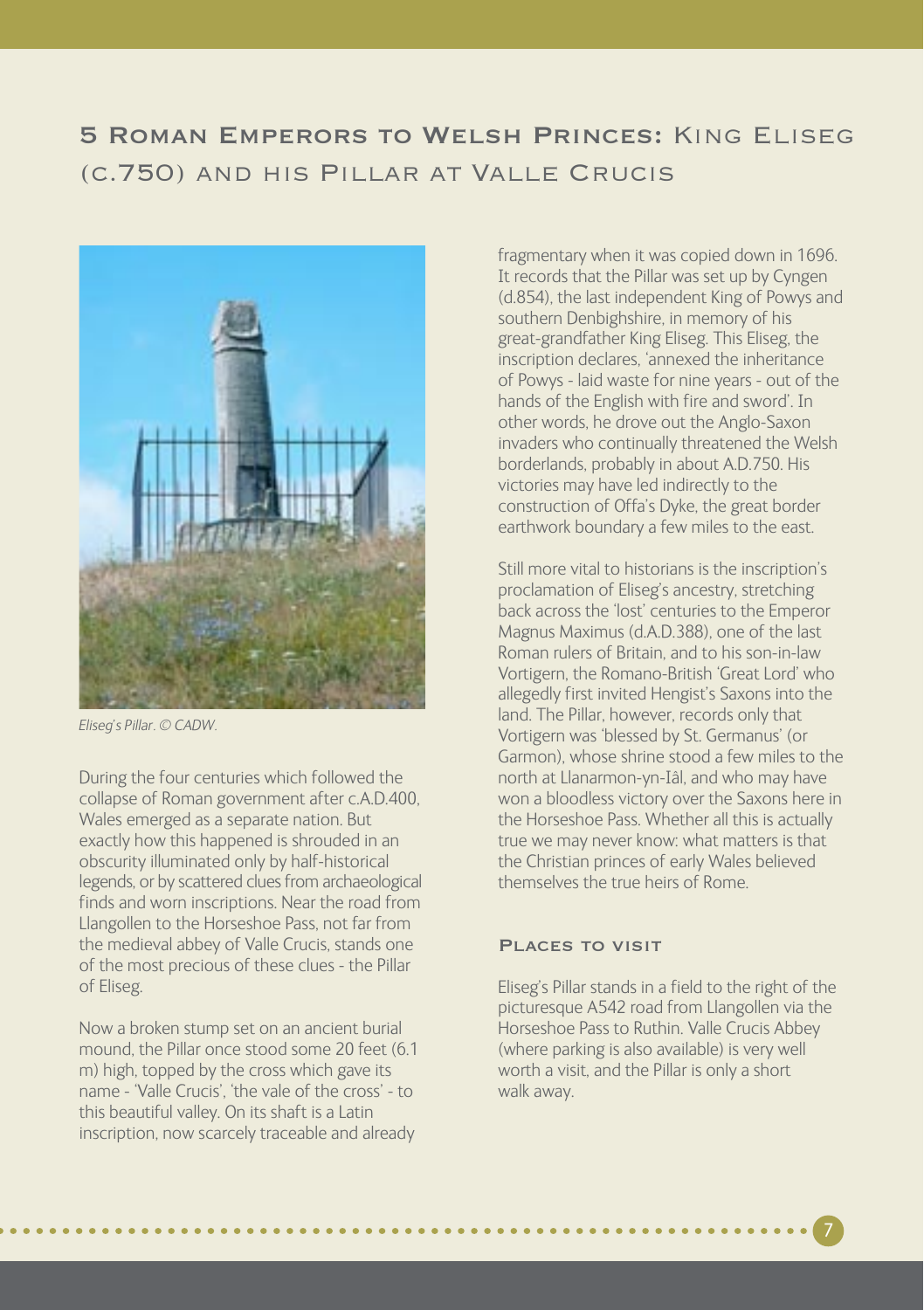## 5 Roman Emperors to Welsh Princes: King Eliseg (c.750) and his Pillar at Valle Crucis

*Eliseg's Pillar. © CADW.*

During the four centuries which followed the collapse of Roman government after c.A.D.400, Wales emerged as a separate nation. But exactly how this happened is shrouded in an obscurity illuminated only by half-historical legends, or by scattered clues from archaeological finds and worn inscriptions. Near the road from Llangollen to the Horseshoe Pass, not far from the medieval abbey of Valle Crucis, stands one of the most precious of these clues - the Pillar of Eliseg.

Now a broken stump set on an ancient burial mound, the Pillar once stood some 20 feet (6.1 m) high, topped by the cross which gave its name - 'Valle Crucis', 'the vale of the cross' - to this beautiful valley. On its shaft is a Latin inscription, now scarcely traceable and already fragmentary when it was copied down in 1696. It records that the Pillar was set up by Cyngen (d.854), the last independent King of Powys and southern Denbighshire, in memory of his great-grandfather King Eliseg. This Eliseg, the inscription declares, 'annexed the inheritance of Powys - laid waste for nine years - out of the hands of the English with fire and sword'. In other words, he drove out the Anglo-Saxon invaders who continually threatened the Welsh borderlands, probably in about A.D.750. His victories may have led indirectly to the construction of Offa's Dyke, the great border earthwork boundary a few miles to the east.

Still more vital to historians is the inscription's proclamation of Eliseg's ancestry, stretching back across the 'lost' centuries to the Emperor Magnus Maximus (d.A.D.388), one of the last Roman rulers of Britain, and to his son-in-law Vortigern, the Romano-British 'Great Lord' who allegedly first invited Hengist's Saxons into the land. The Pillar, however, records only that Vortigern was 'blessed by St. Germanus' (or Garmon), whose shrine stood a few miles to the north at Llanarmon-yn-Iâl, and who may have won a bloodless victory over the Saxons here in the Horseshoe Pass. Whether all this is actually true we may never know: what matters is that the Christian princes of early Wales believed themselves the true heirs of Rome.

### Places to visit

Eliseg's Pillar stands in a field to the right of the picturesque A542 road from Llangollen via the Horseshoe Pass to Ruthin. Valle Crucis Abbey (where parking is also available) is very well worth a visit, and the Pillar is only a short walk away.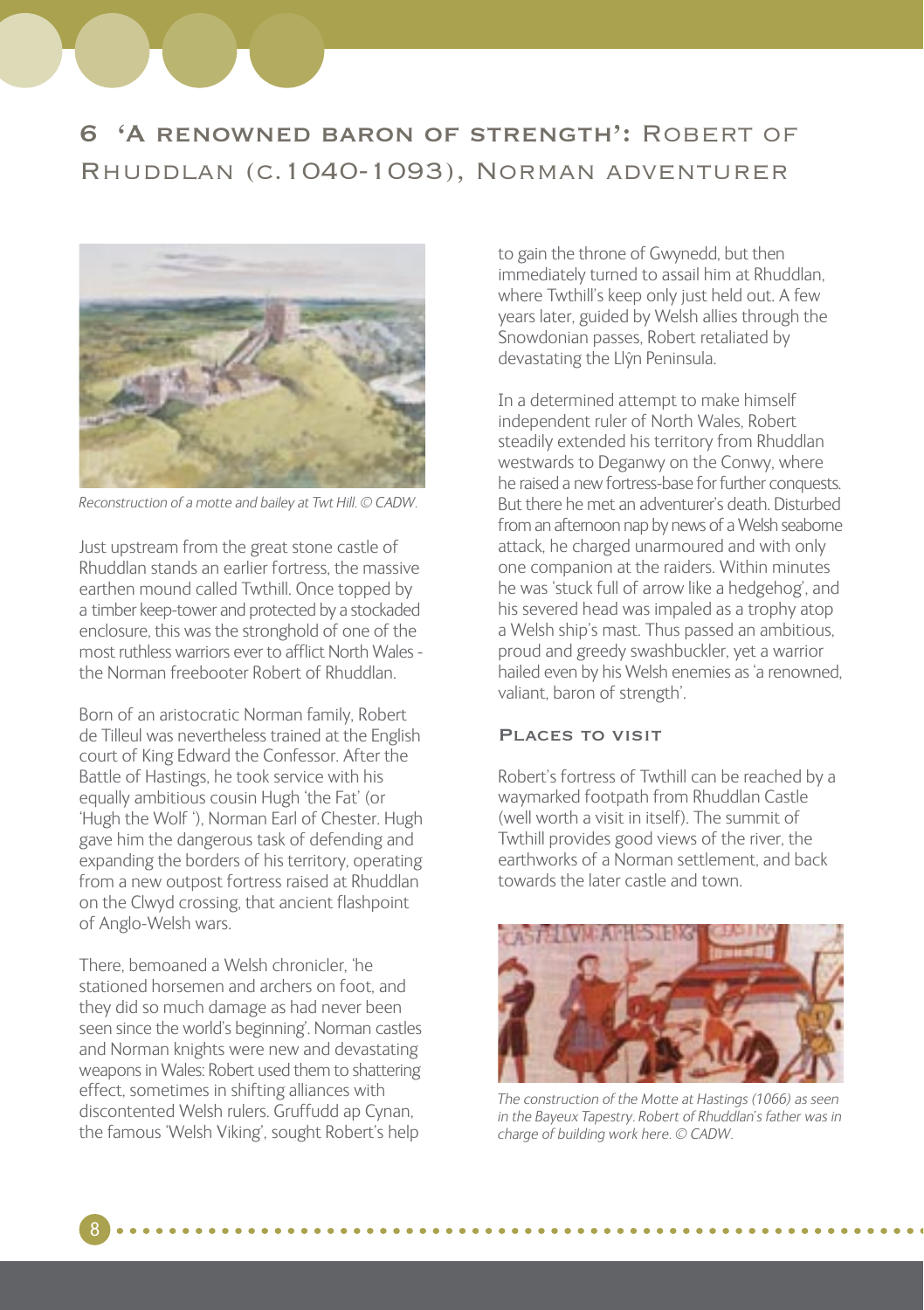## 6 'A renowned baron of strength': Robert of Rhuddlan (c.1040-1093), Norman adventurer

*Reconstruction of a motte and bailey at Twt Hill. © CADW.*

Just upstream from the great stone castle of Rhuddlan stands an earlier fortress, the massive earthen mound called Twthill. Once topped by a timber keep-tower and protected by a stockaded enclosure, this was the stronghold of one of the most ruthless warriors ever to afflict North Wales - the Norman freebooter Robert of Rhuddlan.

Born of an aristocratic Norman family, Robert de Tilleul was nevertheless trained at the English court of King Edward the Confessor. After the Battle of Hastings, he took service with his equally ambitious cousin Hugh 'the Fat' (or 'Hugh the Wolf '), Norman Earl of Chester. Hugh gave him the dangerous task of defending and expanding the borders of his territory, operating from a new outpost fortress raised at Rhuddlan on the Clwyd crossing, that ancient flashpoint of Anglo-Welsh wars.

There, bemoaned a Welsh chronicler, 'he stationed horsemen and archers on foot, and they did so much damage as had never been seen since the world's beginning'. Norman castles and Norman knights were new and devastating weapons in Wales: Robert used them to shattering effect, sometimes in shifting alliances with discontented Welsh rulers. Gruffudd ap Cynan, the famous 'Welsh Viking', sought Robert's help to gain the throne of Gwynedd, but then immediately turned to assail him at Rhuddlan, where Twthill's keep only just held out. A few years later, guided by Welsh allies through the Snowdonian passes, Robert retaliated by devastating the Llŷn Peninsula.

In a determined attempt to make himself independent ruler of North Wales, Robert steadily extended his territory from Rhuddlan westwards to Deganwy on the Conwy, where he raised a new fortress-base for further conquests. But there he met an adventurer's death. Disturbed from an afternoon nap by news of a Welsh seaborne attack, he charged unarmoured and with only one companion at the raiders. Within minutes he was 'stuck full of arrow like a hedgehog', and his severed head was impaled as a trophy atop a Welsh ship's mast. Thus passed an ambitious, proud and greedy swashbuckler, yet a warrior hailed even by his Welsh enemies as 'a renowned, valiant, baron of strength'.

### Places to visit

Robert's fortress of Twthill can be reached by a waymarked footpath from Rhuddlan Castle (well worth a visit in itself). The summit of Twthill provides good views of the river, the earthworks of a Norman settlement, and back towards the later castle and town.

*The construction of the Motte at Hastings (1066) as seen in the Bayeux Tapestry. Robert of Rhuddlan's father was in charge of building work here. © CADW.*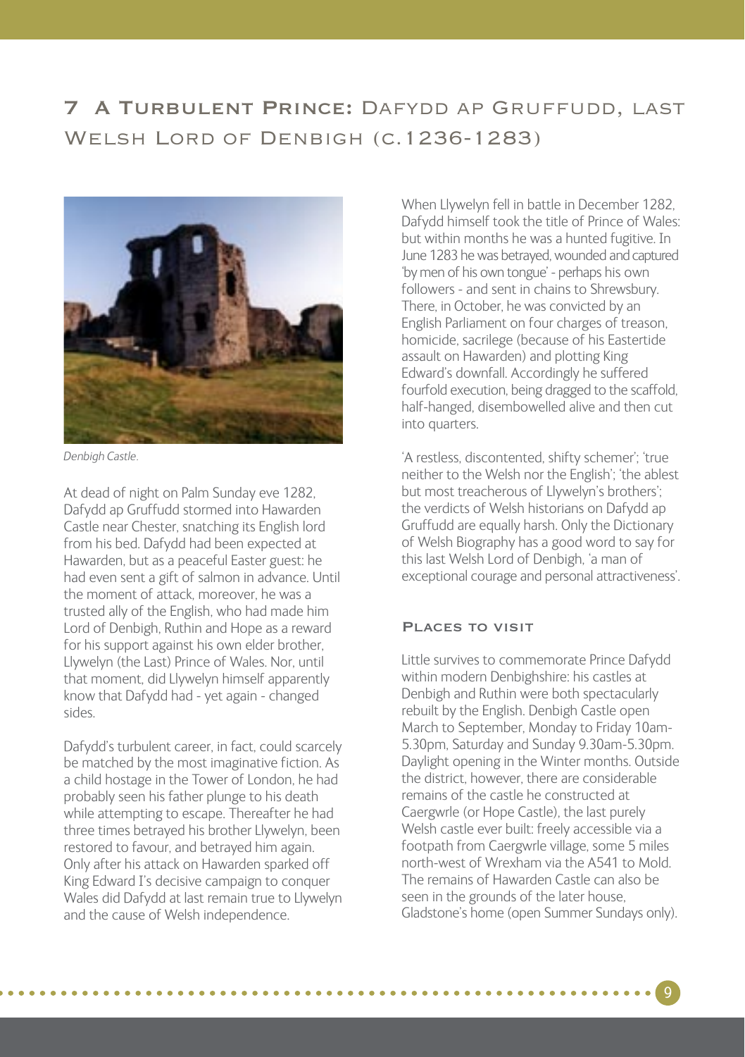# 7 A Turbulent Prince: Dafydd ap Gruffudd, last Welsh Lord of Denbigh (c.1236-1283)

*Denbigh Castle.*

At dead of night on Palm Sunday eve 1282, Dafydd ap Gruffudd stormed into Hawarden Castle near Chester, snatching its English lord from his bed. Dafydd had been expected at Hawarden, but as a peaceful Easter guest: he had even sent a gift of salmon in advance. Until the moment of attack, moreover, he was a trusted ally of the English, who had made him Lord of Denbigh, Ruthin and Hope as a reward for his support against his own elder brother, Llywelyn (the Last) Prince of Wales. Nor, until that moment, did Llywelyn himself apparently know that Dafydd had - yet again - changed sides.

Dafydd's turbulent career, in fact, could scarcely be matched by the most imaginative fiction. As a child hostage in the Tower of London, he had probably seen his father plunge to his death while attempting to escape. Thereafter he had three times betrayed his brother Llywelyn, been restored to favour, and betrayed him again. Only after his attack on Hawarden sparked off King Edward I's decisive campaign to conquer Wales did Dafydd at last remain true to Llywelyn and the cause of Welsh independence.

When Llywelyn fell in battle in December 1282, Dafydd himself took the title of Prince of Wales: but within months he was a hunted fugitive. In June 1283 he was betrayed, wounded and captured 'by men of his own tongue' - perhaps his own followers - and sent in chains to Shrewsbury. There, in October, he was convicted by an English Parliament on four charges of treason, homicide, sacrilege (because of his Eastertide assault on Hawarden) and plotting King Edward's downfall. Accordingly he suffered fourfold execution, being dragged to the scaffold, half-hanged, disembowelled alive and then cut into quarters.

'A restless, discontented, shifty schemer'; 'true neither to the Welsh nor the English'; 'the ablest but most treacherous of Llywelyn's brothers'; the verdicts of Welsh historians on Dafydd ap Gruffudd are equally harsh. Only the Dictionary of Welsh Biography has a good word to say for this last Welsh Lord of Denbigh, 'a man of exceptional courage and personal attractiveness'.

## Places to visit

Little survives to commemorate Prince Dafydd within modern Denbighshire: his castles at Denbigh and Ruthin were both spectacularly rebuilt by the English. Denbigh Castle open March to September, Monday to Friday 10am-5.30pm, Saturday and Sunday 9.30am-5.30pm. Daylight opening in the Winter months. Outside the district, however, there are considerable remains of the castle he constructed at Caergwrle (or Hope Castle), the last purely Welsh castle ever built: freely accessible via a footpath from Caergwrle village, some 5 miles north-west of Wrexham via the A541 to Mold. The remains of Hawarden Castle can also be seen in the grounds of the later house, Gladstone's home (open Summer Sundays only).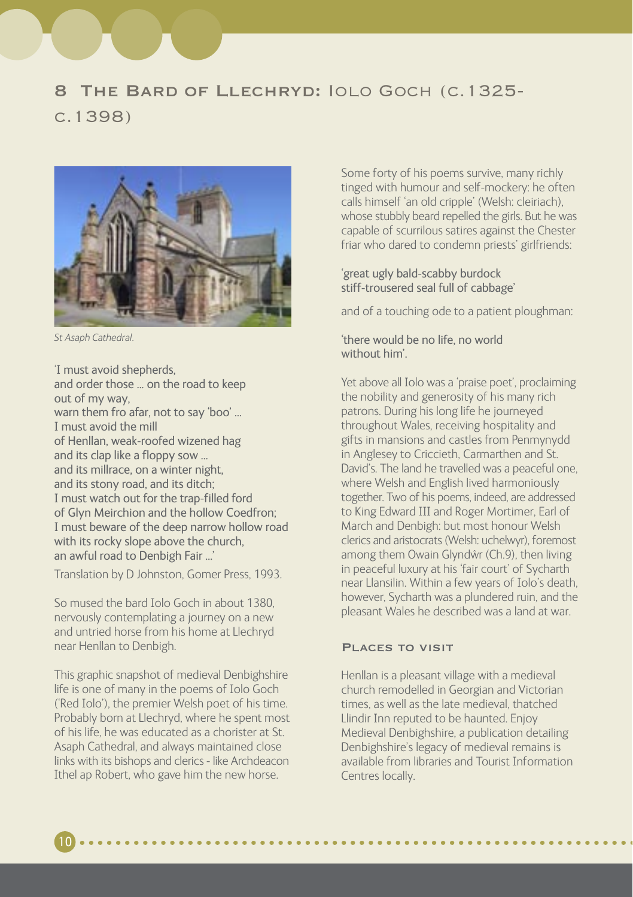# 8 The Bard of Llechryd: Iolo Goch (c.1325-c.1398)

St Asaph Cathedral.

'I must avoid shepherds,
and order those ... on the road to keep
out of my way,
warn them fro afar, not to say 'boo' ...
I must avoid the mill
of Henllan, weak-roofed wizened hag
and its clap like a floppy sow ...
and its millrace, on a winter night,
and its stony road, and its ditch;
I must watch out for the trap-filled ford
of Glyn Meirchion and the hollow Coedfron;
I must beware of the deep narrow hollow road
with its rocky slope above the church,
an awful road to Denbigh Fair ...'

Translation by D Johnston, Gomer Press, 1993.

So mused the bard Iolo Goch in about 1380, nervously contemplating a journey on a new and untried horse from his home at Llechryd near Henllan to Denbigh.

This graphic snapshot of medieval Denbighshire life is one of many in the poems of Iolo Goch ('Red Iolo'), the premier Welsh poet of his time. Probably born at Llechryd, where he spent most of his life, he was educated as a chorister at St. Asaph Cathedral, and always maintained close links with its bishops and clerics - like Archdeacon Ithel ap Robert, who gave him the new horse.

Some forty of his poems survive, many richly tinged with humour and self-mockery: he often calls himself 'an old cripple' (Welsh: cleiriach), whose stubbly beard repelled the girls. But he was capable of scurrilous satires against the Chester friar who dared to condemn priests' girlfriends:

'great ugly bald-scabby burdock
stiff-trousered seal full of cabbage'

and of a touching ode to a patient ploughman:

'there would be no life, no world
without him'.

Yet above all Iolo was a 'praise poet', proclaiming the nobility and generosity of his many rich patrons. During his long life he journeyed throughout Wales, receiving hospitality and gifts in mansions and castles from Penmynydd in Anglesey to Criccieth, Carmarthen and St. David's. The land he travelled was a peaceful one, where Welsh and English lived harmoniously together. Two of his poems, indeed, are addressed to King Edward III and Roger Mortimer, Earl of March and Denbigh: but most honour Welsh clerics and aristocrats (Welsh: uchelwyr), foremost among them Owain Glyndŵr (Ch.9), then living in peaceful luxury at his 'fair court' of Sycharth near Llansilin. Within a few years of Iolo's death, however, Sycharth was a plundered ruin, and the pleasant Wales he described was a land at war.

## Places to visit

Henllan is a pleasant village with a medieval church remodelled in Georgian and Victorian times, as well as the late medieval, thatched Llindir Inn reputed to be haunted. Enjoy Medieval Denbighshire, a publication detailing Denbighshire's legacy of medieval remains is available from libraries and Tourist Information Centres locally.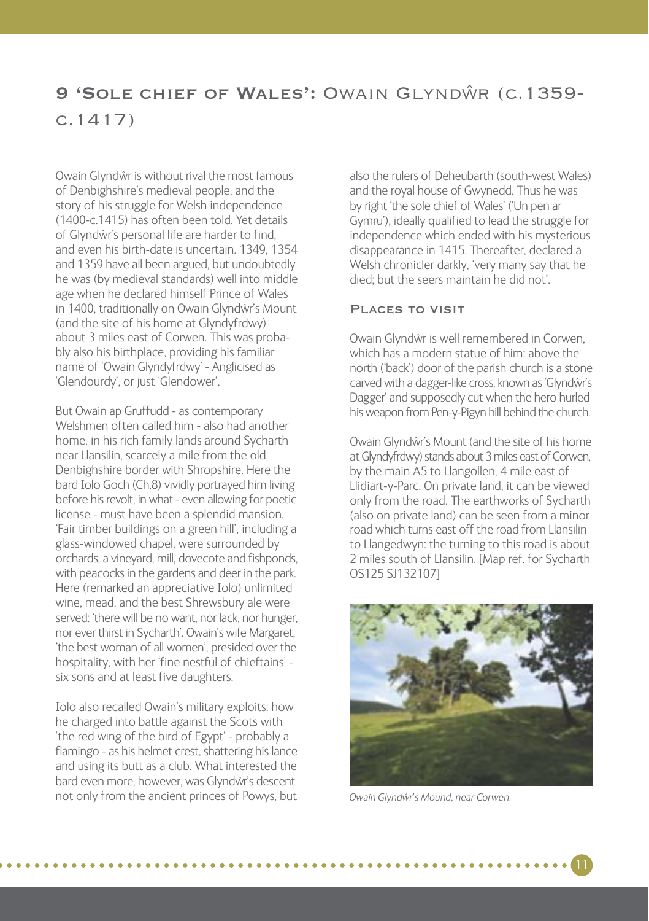# 9 'Sole chief of Wales': Owain Glyndŵr (c.1359-c.1417)

Owain Glyndŵr is without rival the most famous of Denbighshire's medieval people, and the story of his struggle for Welsh independence (1400-c.1415) has often been told. Yet details of Glyndŵr's personal life are harder to find, and even his birth-date is uncertain. 1349, 1354 and 1359 have all been argued, but undoubtedly he was (by medieval standards) well into middle age when he declared himself Prince of Wales in 1400, traditionally on Owain Glyndŵr's Mount (and the site of his home at Glyndyfrdwy) about 3 miles east of Corwen. This was probably also his birthplace, providing his familiar name of 'Owain Glyndyfrdwy' - Anglicised as 'Glendourdy', or just 'Glendower'.

But Owain ap Gruffudd - as contemporary Welshmen often called him - also had another home, in his rich family lands around Sycharth near Llansilin, scarcely a mile from the old Denbighshire border with Shropshire. Here the bard Iolo Goch (Ch.8) vividly portrayed him living before his revolt, in what - even allowing for poetic license - must have been a splendid mansion. 'Fair timber buildings on a green hill', including a glass-windowed chapel, were surrounded by orchards, a vineyard, mill, dovecote and fishponds, with peacocks in the gardens and deer in the park. Here (remarked an appreciative Iolo) unlimited wine, mead, and the best Shrewsbury ale were served: 'there will be no want, nor lack, nor hunger, nor ever thirst in Sycharth'. Owain's wife Margaret, 'the best woman of all women', presided over the hospitality, with her 'fine nestful of chieftains' - six sons and at least five daughters.

Iolo also recalled Owain's military exploits: how he charged into battle against the Scots with 'the red wing of the bird of Egypt' - probably a flamingo - as his helmet crest, shattering his lance and using its butt as a club. What interested the bard even more, however, was Glyndŵr's descent not only from the ancient princes of Powys, but also the rulers of Deheubarth (south-west Wales) and the royal house of Gwynedd. Thus he was by right 'the sole chief of Wales' ('Un pen ar Gymru'), ideally qualified to lead the struggle for independence which ended with his mysterious disappearance in 1415. Thereafter, declared a Welsh chronicler darkly, 'very many say that he died; but the seers maintain he did not'.

## Places to visit

Owain Glyndŵr is well remembered in Corwen, which has a modern statue of him: above the north ('back') door of the parish church is a stone carved with a dagger-like cross, known as 'Glyndŵr's Dagger' and supposedly cut when the hero hurled his weapon from Pen-y-Pigyn hill behind the church.

Owain Glyndŵr's Mount (and the site of his home at Glyndyfrdwy) stands about 3 miles east of Corwen, by the main A5 to Llangollen, 4 mile east of Llidiart-y-Parc. On private land, it can be viewed only from the road. The earthworks of Sycharth (also on private land) can be seen from a minor road which turns east off the road from Llansilin to Llangedwyn: the turning to this road is about 2 miles south of Llansilin. [Map ref. for Sycharth OS125 SJ132107]

*Owain Glyndŵr's Mound, near Corwen.*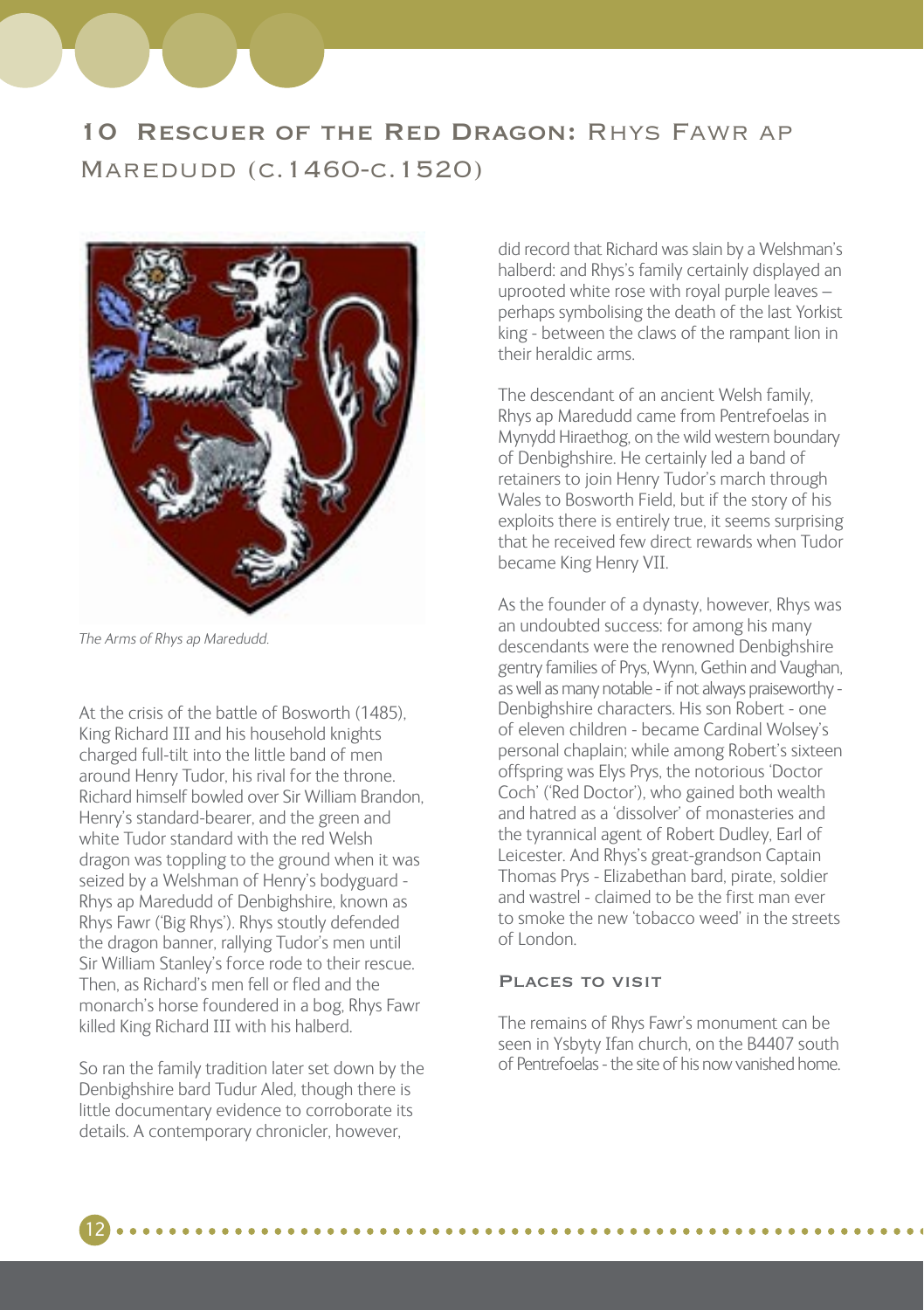## 10 Rescuer of the Red Dragon: Rhys Fawr ap Maredudd (c.1460-c.1520)

*The Arms of Rhys ap Maredudd.*

At the crisis of the battle of Bosworth (1485), King Richard III and his household knights charged full-tilt into the little band of men around Henry Tudor, his rival for the throne. Richard himself bowled over Sir William Brandon, Henry's standard-bearer, and the green and white Tudor standard with the red Welsh dragon was toppling to the ground when it was seized by a Welshman of Henry's bodyguard - Rhys ap Maredudd of Denbighshire, known as Rhys Fawr ('Big Rhys'). Rhys stoutly defended the dragon banner, rallying Tudor's men until Sir William Stanley's force rode to their rescue. Then, as Richard's men fell or fled and the monarch's horse foundered in a bog, Rhys Fawr killed King Richard III with his halberd.

So ran the family tradition later set down by the Denbighshire bard Tudur Aled, though there is little documentary evidence to corroborate its details. A contemporary chronicler, however, did record that Richard was slain by a Welshman's halberd: and Rhys's family certainly displayed an uprooted white rose with royal purple leaves – perhaps symbolising the death of the last Yorkist king - between the claws of the rampant lion in their heraldic arms.

The descendant of an ancient Welsh family, Rhys ap Maredudd came from Pentrefoelas in Mynydd Hiraethog, on the wild western boundary of Denbighshire. He certainly led a band of retainers to join Henry Tudor's march through Wales to Bosworth Field, but if the story of his exploits there is entirely true, it seems surprising that he received few direct rewards when Tudor became King Henry VII.

As the founder of a dynasty, however, Rhys was an undoubted success: for among his many descendants were the renowned Denbighshire gentry families of Prys, Wynn, Gethin and Vaughan, as well as many notable - if not always praiseworthy - Denbighshire characters. His son Robert - one of eleven children - became Cardinal Wolsey's personal chaplain; while among Robert's sixteen offspring was Elys Prys, the notorious 'Doctor Coch' ('Red Doctor'), who gained both wealth and hatred as a 'dissolver' of monasteries and the tyrannical agent of Robert Dudley, Earl of Leicester. And Rhys's great-grandson Captain Thomas Prys - Elizabethan bard, pirate, soldier and wastrel - claimed to be the first man ever to smoke the new 'tobacco weed' in the streets of London.

### Places to visit

The remains of Rhys Fawr's monument can be seen in Ysbyty Ifan church, on the B4407 south of Pentrefoelas - the site of his now vanished home.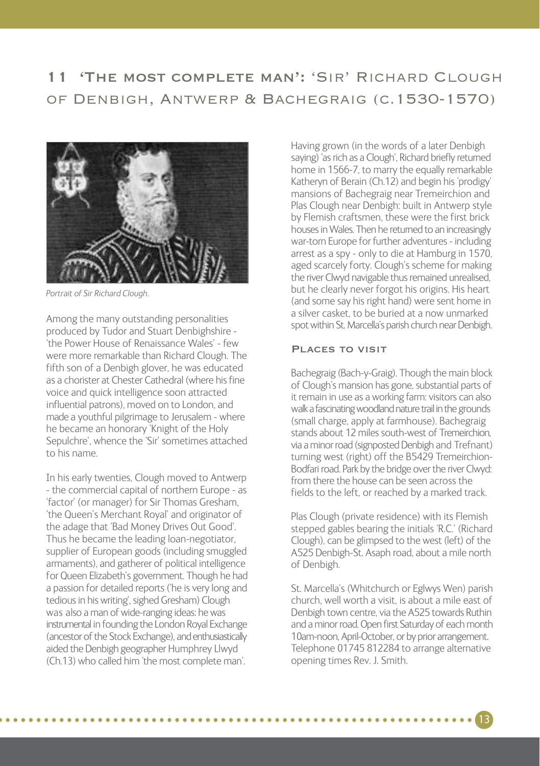## 11 'The most complete man': 'Sir' Richard Clough of Denbigh, Antwerp & Bachegraig (c.1530-1570)

*Portrait of Sir Richard Clough.*

Among the many outstanding personalities produced by Tudor and Stuart Denbighshire - 'the Power House of Renaissance Wales' - few were more remarkable than Richard Clough. The fifth son of a Denbigh glover, he was educated as a chorister at Chester Cathedral (where his fine voice and quick intelligence soon attracted influential patrons), moved on to London, and made a youthful pilgrimage to Jerusalem - where he became an honorary 'Knight of the Holy Sepulchre', whence the 'Sir' sometimes attached to his name.

In his early twenties, Clough moved to Antwerp - the commercial capital of northern Europe - as 'factor' (or manager) for Sir Thomas Gresham, 'the Queen's Merchant Royal' and originator of the adage that 'Bad Money Drives Out Good'. Thus he became the leading loan-negotiator, supplier of European goods (including smuggled armaments), and gatherer of political intelligence for Queen Elizabeth's government. Though he had a passion for detailed reports ('he is very long and tedious in his writing', sighed Gresham) Clough was also a man of wide-ranging ideas: he was instrumental in founding the London Royal Exchange (ancestor of the Stock Exchange), and enthusiastically aided the Denbigh geographer Humphrey Llwyd (Ch.13) who called him 'the most complete man'.

Having grown (in the words of a later Denbigh saying) 'as rich as a Clough', Richard briefly returned home in 1566-7, to marry the equally remarkable Katheryn of Berain (Ch.12) and begin his 'prodigy' mansions of Bachegraig near Tremeirchion and Plas Clough near Denbigh: built in Antwerp style by Flemish craftsmen, these were the first brick houses in Wales. Then he returned to an increasingly war-torn Europe for further adventures - including arrest as a spy - only to die at Hamburg in 1570, aged scarcely forty. Clough's scheme for making the river Clwyd navigable thus remained unrealised, but he clearly never forgot his origins. His heart (and some say his right hand) were sent home in a silver casket, to be buried at a now unmarked spot within St. Marcella's parish church near Denbigh.

### Places to visit

Bachegraig (Bach-y-Graig). Though the main block of Clough's mansion has gone, substantial parts of it remain in use as a working farm: visitors can also walk a fascinating woodland nature trail in the grounds (small charge, apply at farmhouse). Bachegraig stands about 12 miles south-west of Tremeirchion, via a minor road (signposted Denbigh and Trefnant) turning west (right) off the B5429 Tremeirchion-Bodfari road. Park by the bridge over the river Clwyd: from there the house can be seen across the fields to the left, or reached by a marked track.

Plas Clough (private residence) with its Flemish stepped gables bearing the initials 'R.C.' (Richard Clough), can be glimpsed to the west (left) of the A525 Denbigh-St. Asaph road, about a mile north of Denbigh.

St. Marcella's (Whitchurch or Eglwys Wen) parish church, well worth a visit, is about a mile east of Denbigh town centre, via the A525 towards Ruthin and a minor road. Open first Saturday of each month 10am-noon, April-October, or by prior arrangement. Telephone 01745 812284 to arrange alternative opening times Rev. J. Smith.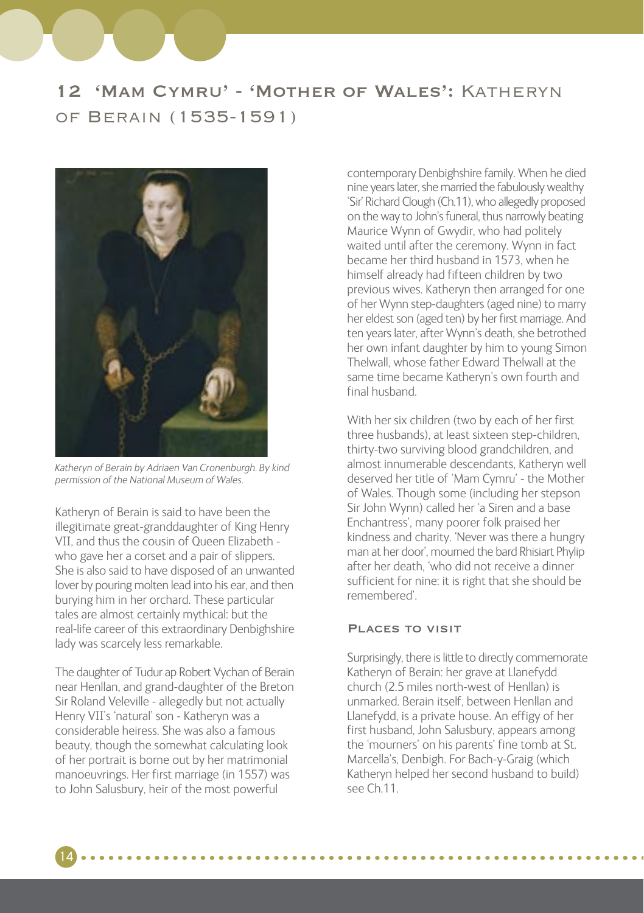## 12 'Mam Cymru' - 'Mother of Wales': Katheryn of Berain (1535-1591)

*Katheryn of Berain by Adriaen Van Cronenburgh. By kind permission of the National Museum of Wales.*

Katheryn of Berain is said to have been the illegitimate great-granddaughter of King Henry VII, and thus the cousin of Queen Elizabeth - who gave her a corset and a pair of slippers. She is also said to have disposed of an unwanted lover by pouring molten lead into his ear, and then burying him in her orchard. These particular tales are almost certainly mythical: but the real-life career of this extraordinary Denbighshire lady was scarcely less remarkable.

The daughter of Tudur ap Robert Vychan of Berain near Henllan, and grand-daughter of the Breton Sir Roland Veleville - allegedly but not actually Henry VII's 'natural' son - Katheryn was a considerable heiress. She was also a famous beauty, though the somewhat calculating look of her portrait is borne out by her matrimonial manoeuvrings. Her first marriage (in 1557) was to John Salusbury, heir of the most powerful contemporary Denbighshire family. When he died nine years later, she married the fabulously wealthy 'Sir' Richard Clough (Ch.11), who allegedly proposed on the way to John's funeral, thus narrowly beating Maurice Wynn of Gwydir, who had politely waited until after the ceremony. Wynn in fact became her third husband in 1573, when he himself already had fifteen children by two previous wives. Katheryn then arranged for one of her Wynn step-daughters (aged nine) to marry her eldest son (aged ten) by her first marriage. And ten years later, after Wynn's death, she betrothed her own infant daughter by him to young Simon Thelwall, whose father Edward Thelwall at the same time became Katheryn's own fourth and final husband.

With her six children (two by each of her first three husbands), at least sixteen step-children, thirty-two surviving blood grandchildren, and almost innumerable descendants, Katheryn well deserved her title of 'Mam Cymru' - the Mother of Wales. Though some (including her stepson Sir John Wynn) called her 'a Siren and a base Enchantress', many poorer folk praised her kindness and charity. 'Never was there a hungry man at her door', mourned the bard Rhisiart Phylip after her death, 'who did not receive a dinner sufficient for nine: it is right that she should be remembered'.

### Places to visit

Surprisingly, there is little to directly commemorate Katheryn of Berain: her grave at Llanefydd church (2.5 miles north-west of Henllan) is unmarked. Berain itself, between Henllan and Llanefydd, is a private house. An effigy of her first husband, John Salusbury, appears among the 'mourners' on his parents' fine tomb at St. Marcella's, Denbigh. For Bach-y-Graig (which Katheryn helped her second husband to build) see Ch.11.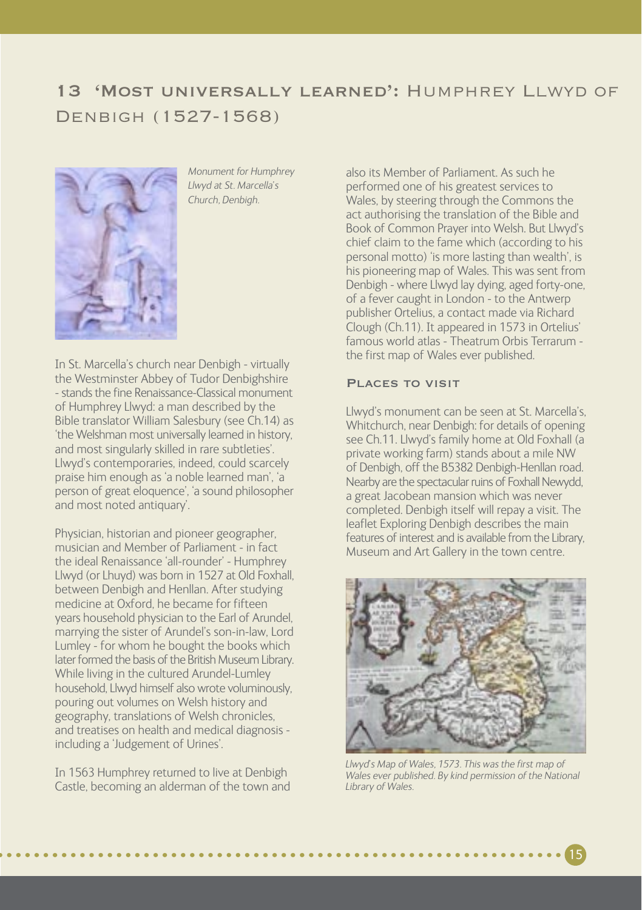# 13 'Most universally learned': Humphrey Llwyd of Denbigh (1527-1568)

*Monument for Humphrey Llwyd at St. Marcella's Church, Denbigh.*

In St. Marcella's church near Denbigh - virtually the Westminster Abbey of Tudor Denbighshire - stands the fine Renaissance-Classical monument of Humphrey Llwyd: a man described by the Bible translator William Salesbury (see Ch.14) as 'the Welshman most universally learned in history, and most singularly skilled in rare subtleties'. Llwyd's contemporaries, indeed, could scarcely praise him enough as 'a noble learned man', 'a person of great eloquence', 'a sound philosopher and most noted antiquary'.

Physician, historian and pioneer geographer, musician and Member of Parliament - in fact the ideal Renaissance 'all-rounder' - Humphrey Llwyd (or Lhuyd) was born in 1527 at Old Foxhall, between Denbigh and Henllan. After studying medicine at Oxford, he became for fifteen years household physician to the Earl of Arundel, marrying the sister of Arundel's son-in-law, Lord Lumley - for whom he bought the books which later formed the basis of the British Museum Library. While living in the cultured Arundel-Lumley household, Llwyd himself also wrote voluminously, pouring out volumes on Welsh history and geography, translations of Welsh chronicles, and treatises on health and medical diagnosis - including a 'Judgement of Urines'.

In 1563 Humphrey returned to live at Denbigh Castle, becoming an alderman of the town and also its Member of Parliament. As such he performed one of his greatest services to Wales, by steering through the Commons the act authorising the translation of the Bible and Book of Common Prayer into Welsh. But Llwyd's chief claim to the fame which (according to his personal motto) 'is more lasting than wealth', is his pioneering map of Wales. This was sent from Denbigh - where Llwyd lay dying, aged forty-one, of a fever caught in London - to the Antwerp publisher Ortelius, a contact made via Richard Clough (Ch.11). It appeared in 1573 in Ortelius' famous world atlas - Theatrum Orbis Terrarum - the first map of Wales ever published.

## Places to visit

Llwyd's monument can be seen at St. Marcella's, Whitchurch, near Denbigh: for details of opening see Ch.11. Llwyd's family home at Old Foxhall (a private working farm) stands about a mile NW of Denbigh, off the B5382 Denbigh-Henllan road. Nearby are the spectacular ruins of Foxhall Newydd, a great Jacobean mansion which was never completed. Denbigh itself will repay a visit. The leaflet Exploring Denbigh describes the main features of interest and is available from the Library, Museum and Art Gallery in the town centre.

*Llwyd's Map of Wales, 1573. This was the first map of Wales ever published. By kind permission of the National Library of Wales.*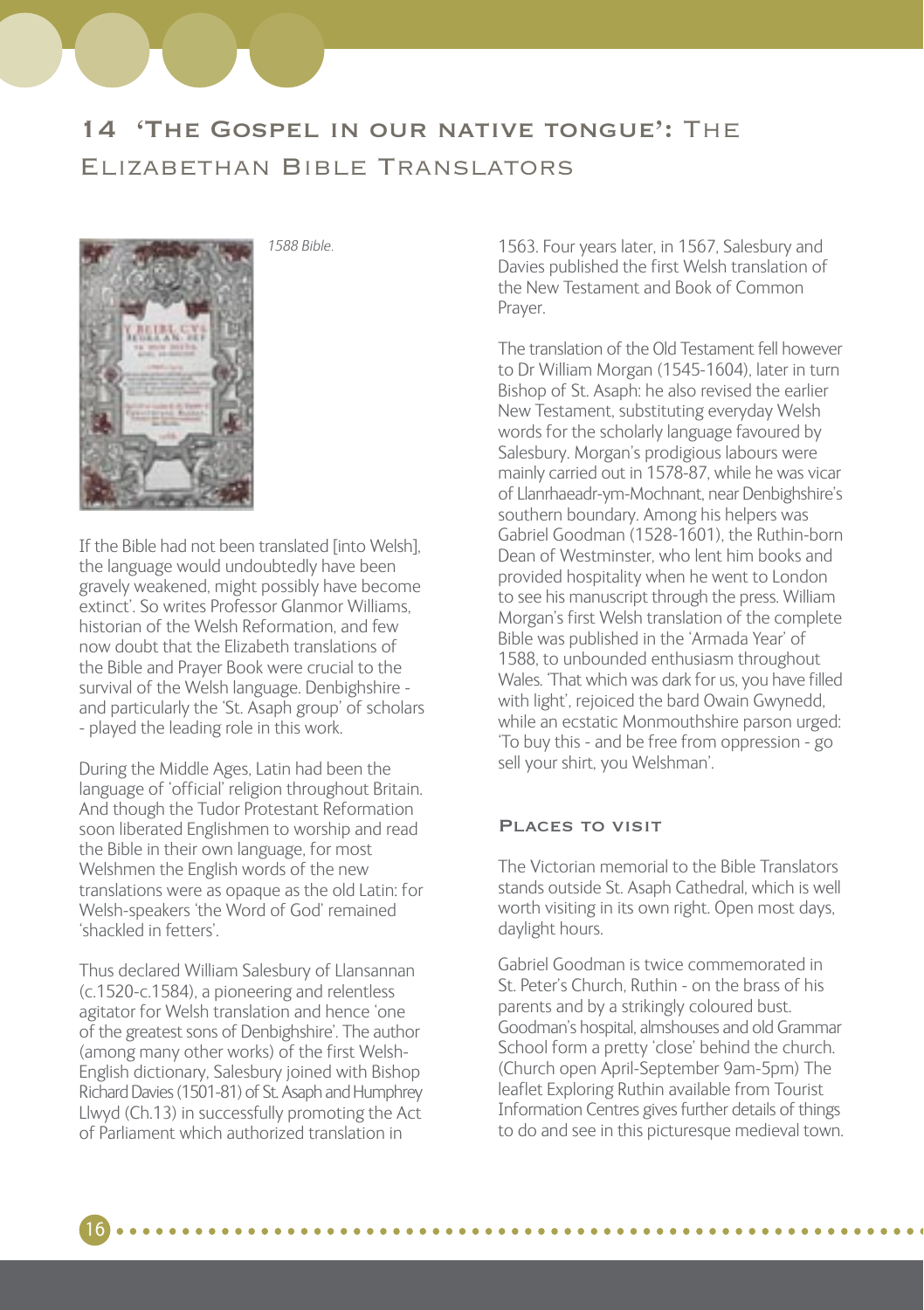## 14 'The Gospel in our native tongue': The Elizabethan Bible Translators

*1588 Bible.*

If the Bible had not been translated [into Welsh], the language would undoubtedly have been gravely weakened, might possibly have become extinct'. So writes Professor Glanmor Williams, historian of the Welsh Reformation, and few now doubt that the Elizabeth translations of the Bible and Prayer Book were crucial to the survival of the Welsh language. Denbighshire - and particularly the 'St. Asaph group' of scholars - played the leading role in this work.

During the Middle Ages, Latin had been the language of 'official' religion throughout Britain. And though the Tudor Protestant Reformation soon liberated Englishmen to worship and read the Bible in their own language, for most Welshmen the English words of the new translations were as opaque as the old Latin: for Welsh-speakers 'the Word of God' remained 'shackled in fetters'.

Thus declared William Salesbury of Llansannan (c.1520-c.1584), a pioneering and relentless agitator for Welsh translation and hence 'one of the greatest sons of Denbighshire'. The author (among many other works) of the first Welsh-English dictionary, Salesbury joined with Bishop Richard Davies (1501-81) of St. Asaph and Humphrey Llwyd (Ch.13) in successfully promoting the Act of Parliament which authorized translation in 1563. Four years later, in 1567, Salesbury and Davies published the first Welsh translation of the New Testament and Book of Common Prayer.

The translation of the Old Testament fell however to Dr William Morgan (1545-1604), later in turn Bishop of St. Asaph: he also revised the earlier New Testament, substituting everyday Welsh words for the scholarly language favoured by Salesbury. Morgan's prodigious labours were mainly carried out in 1578-87, while he was vicar of Llanrhaeadr-ym-Mochnant, near Denbighshire's southern boundary. Among his helpers was Gabriel Goodman (1528-1601), the Ruthin-born Dean of Westminster, who lent him books and provided hospitality when he went to London to see his manuscript through the press. William Morgan's first Welsh translation of the complete Bible was published in the 'Armada Year' of 1588, to unbounded enthusiasm throughout Wales. 'That which was dark for us, you have filled with light', rejoiced the bard Owain Gwynedd, while an ecstatic Monmouthshire parson urged: 'To buy this - and be free from oppression - go sell your shirt, you Welshman'.

### Places to visit

The Victorian memorial to the Bible Translators stands outside St. Asaph Cathedral, which is well worth visiting in its own right. Open most days, daylight hours.

Gabriel Goodman is twice commemorated in St. Peter's Church, Ruthin - on the brass of his parents and by a strikingly coloured bust. Goodman's hospital, almshouses and old Grammar School form a pretty 'close' behind the church. (Church open April-September 9am-5pm) The leaflet Exploring Ruthin available from Tourist Information Centres gives further details of things to do and see in this picturesque medieval town.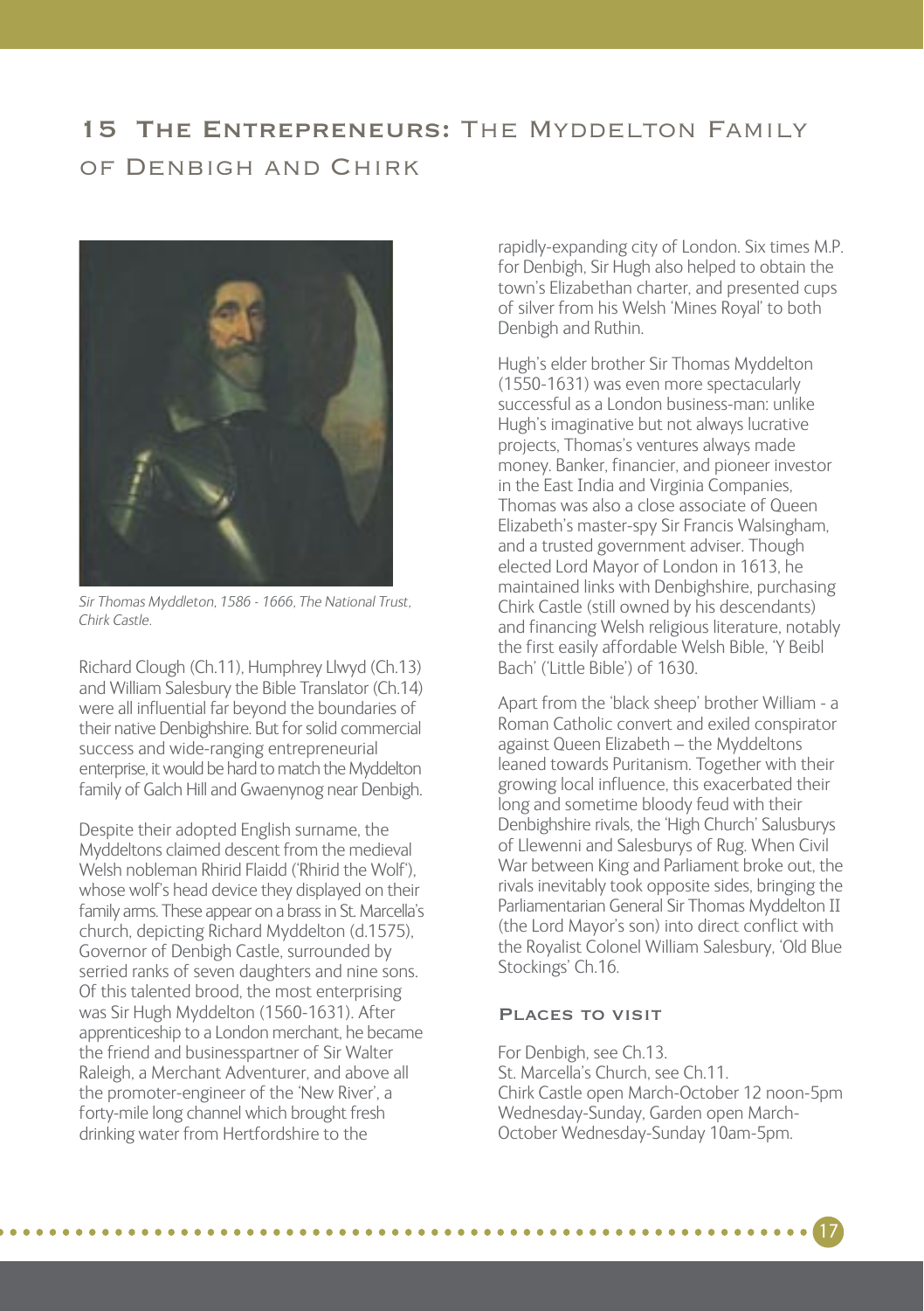## 15 The Entrepreneurs: The Myddelton Family of Denbigh and Chirk

*Sir Thomas Myddleton, 1586 - 1666, The National Trust, Chirk Castle.*

Richard Clough (Ch.11), Humphrey Llwyd (Ch.13) and William Salesbury the Bible Translator (Ch.14) were all influential far beyond the boundaries of their native Denbighshire. But for solid commercial success and wide-ranging entrepreneurial enterprise, it would be hard to match the Myddelton family of Galch Hill and Gwaenynog near Denbigh.

Despite their adopted English surname, the Myddeltons claimed descent from the medieval Welsh nobleman Rhirid Flaidd ('Rhirid the Wolf'), whose wolf's head device they displayed on their family arms. These appear on a brass in St. Marcella's church, depicting Richard Myddelton (d.1575), Governor of Denbigh Castle, surrounded by serried ranks of seven daughters and nine sons. Of this talented brood, the most enterprising was Sir Hugh Myddelton (1560-1631). After apprenticeship to a London merchant, he became the friend and businesspartner of Sir Walter Raleigh, a Merchant Adventurer, and above all the promoter-engineer of the 'New River', a forty-mile long channel which brought fresh drinking water from Hertfordshire to the rapidly-expanding city of London. Six times M.P. for Denbigh, Sir Hugh also helped to obtain the town's Elizabethan charter, and presented cups of silver from his Welsh 'Mines Royal' to both Denbigh and Ruthin.

Hugh's elder brother Sir Thomas Myddelton (1550-1631) was even more spectacularly successful as a London business-man: unlike Hugh's imaginative but not always lucrative projects, Thomas's ventures always made money. Banker, financier, and pioneer investor in the East India and Virginia Companies, Thomas was also a close associate of Queen Elizabeth's master-spy Sir Francis Walsingham, and a trusted government adviser. Though elected Lord Mayor of London in 1613, he maintained links with Denbighshire, purchasing Chirk Castle (still owned by his descendants) and financing Welsh religious literature, notably the first easily affordable Welsh Bible, 'Y Beibl Bach' ('Little Bible') of 1630.

Apart from the 'black sheep' brother William - a Roman Catholic convert and exiled conspirator against Queen Elizabeth – the Myddeltons leaned towards Puritanism. Together with their growing local influence, this exacerbated their long and sometime bloody feud with their Denbighshire rivals, the 'High Church' Salusburys of Llewenni and Salesburys of Rug. When Civil War between King and Parliament broke out, the rivals inevitably took opposite sides, bringing the Parliamentarian General Sir Thomas Myddelton II (the Lord Mayor's son) into direct conflict with the Royalist Colonel William Salesbury, 'Old Blue Stockings' Ch.16.

### Places to visit

For Denbigh, see Ch.13.
St. Marcella's Church, see Ch.11.
Chirk Castle open March-October 12 noon-5pm Wednesday-Sunday, Garden open March-October Wednesday-Sunday 10am-5pm.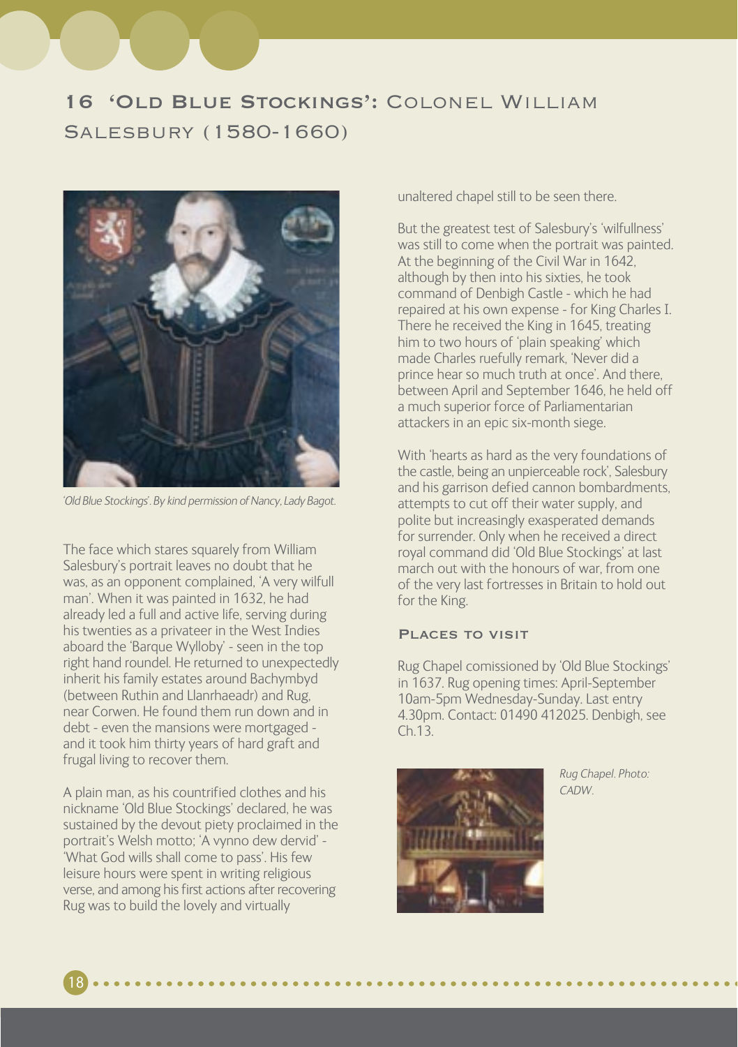## 16 'Old Blue Stockings': Colonel William Salesbury (1580-1660)

*'Old Blue Stockings'. By kind permission of Nancy, Lady Bagot.*

The face which stares squarely from William Salesbury's portrait leaves no doubt that he was, as an opponent complained, 'A very wilfull man'. When it was painted in 1632, he had already led a full and active life, serving during his twenties as a privateer in the West Indies aboard the 'Barque Wylloby' - seen in the top right hand roundel. He returned to unexpectedly inherit his family estates around Bachymbyd (between Ruthin and Llanrhaeadr) and Rug, near Corwen. He found them run down and in debt - even the mansions were mortgaged - and it took him thirty years of hard graft and frugal living to recover them.

A plain man, as his countrified clothes and his nickname 'Old Blue Stockings' declared, he was sustained by the devout piety proclaimed in the portrait's Welsh motto; 'A vynno dew dervid' - 'What God wills shall come to pass'. His few leisure hours were spent in writing religious verse, and among his first actions after recovering Rug was to build the lovely and virtually unaltered chapel still to be seen there.

But the greatest test of Salesbury's 'wilfullness' was still to come when the portrait was painted. At the beginning of the Civil War in 1642, although by then into his sixties, he took command of Denbigh Castle - which he had repaired at his own expense - for King Charles I. There he received the King in 1645, treating him to two hours of 'plain speaking' which made Charles ruefully remark, 'Never did a prince hear so much truth at once'. And there, between April and September 1646, he held off a much superior force of Parliamentarian attackers in an epic six-month siege.

With 'hearts as hard as the very foundations of the castle, being an unpierceable rock', Salesbury and his garrison defied cannon bombardments, attempts to cut off their water supply, and polite but increasingly exasperated demands for surrender. Only when he received a direct royal command did 'Old Blue Stockings' at last march out with the honours of war, from one of the very last fortresses in Britain to hold out for the King.

### Places to visit

Rug Chapel comissioned by 'Old Blue Stockings' in 1637. Rug opening times: April-September 10am-5pm Wednesday-Sunday. Last entry 4.30pm. Contact: 01490 412025. Denbigh, see Ch.13.

*Rug Chapel. Photo: CADW.*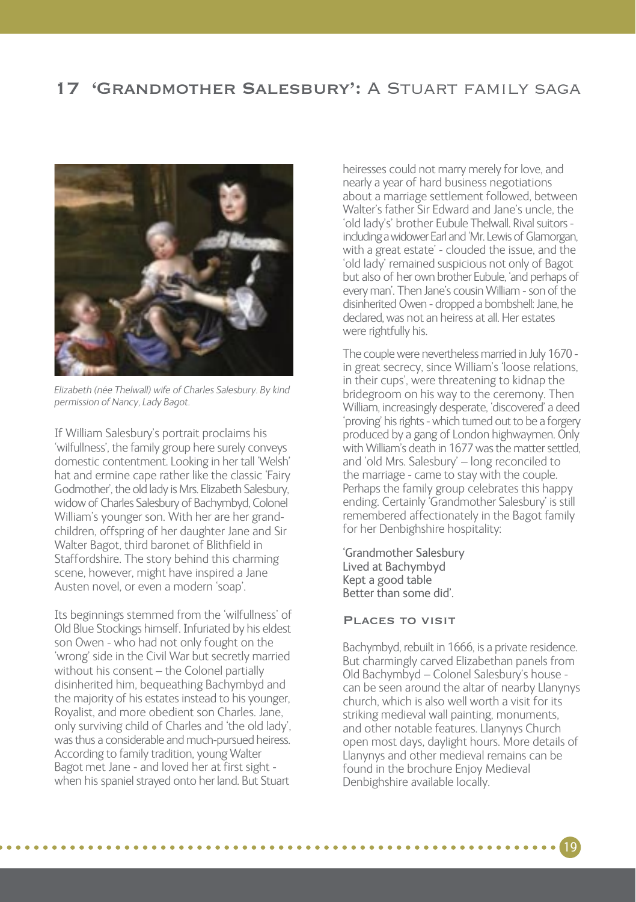## 17 'Grandmother Salesbury': A Stuart family saga

*Elizabeth (née Thelwall) wife of Charles Salesbury. By kind permission of Nancy, Lady Bagot.*

If William Salesbury's portrait proclaims his 'wilfullness', the family group here surely conveys domestic contentment. Looking in her tall 'Welsh' hat and ermine cape rather like the classic 'Fairy Godmother', the old lady is Mrs. Elizabeth Salesbury, widow of Charles Salesbury of Bachymbyd, Colonel William's younger son. With her are her grand-children, offspring of her daughter Jane and Sir Walter Bagot, third baronet of Blithfield in Staffordshire. The story behind this charming scene, however, might have inspired a Jane Austen novel, or even a modern 'soap'.

Its beginnings stemmed from the 'wilfullness' of Old Blue Stockings himself. Infuriated by his eldest son Owen - who had not only fought on the 'wrong' side in the Civil War but secretly married without his consent – the Colonel partially disinherited him, bequeathing Bachymbyd and the majority of his estates instead to his younger, Royalist, and more obedient son Charles. Jane, only surviving child of Charles and 'the old lady', was thus a considerable and much-pursued heiress. According to family tradition, young Walter Bagot met Jane - and loved her at first sight - when his spaniel strayed onto her land. But Stuart heiresses could not marry merely for love, and nearly a year of hard business negotiations about a marriage settlement followed, between Walter's father Sir Edward and Jane's uncle, the 'old lady's' brother Eubule Thelwall. Rival suitors - including a widower Earl and 'Mr. Lewis of Glamorgan, with a great estate' - clouded the issue, and the 'old lady' remained suspicious not only of Bagot but also of her own brother Eubule, 'and perhaps of every man'. Then Jane's cousin William - son of the disinherited Owen - dropped a bombshell: Jane, he declared, was not an heiress at all. Her estates were rightfully his.

The couple were nevertheless married in July 1670 - in great secrecy, since William's 'loose relations, in their cups', were threatening to kidnap the bridegroom on his way to the ceremony. Then William, increasingly desperate, 'discovered' a deed 'proving' his rights - which turned out to be a forgery produced by a gang of London highwaymen. Only with William's death in 1677 was the matter settled, and 'old Mrs. Salesbury' – long reconciled to the marriage - came to stay with the couple. Perhaps the family group celebrates this happy ending. Certainly 'Grandmother Salesbury' is still remembered affectionately in the Bagot family for her Denbighshire hospitality:

'Grandmother Salesbury
Lived at Bachymbyd
Kept a good table
Better than some did'.

### Places to visit

Bachymbyd, rebuilt in 1666, is a private residence. But charmingly carved Elizabethan panels from Old Bachymbyd – Colonel Salesbury's house - can be seen around the altar of nearby Llanynys church, which is also well worth a visit for its striking medieval wall painting, monuments, and other notable features. Llanynys Church open most days, daylight hours. More details of Llanynys and other medieval remains can be found in the brochure Enjoy Medieval Denbighshire available locally.